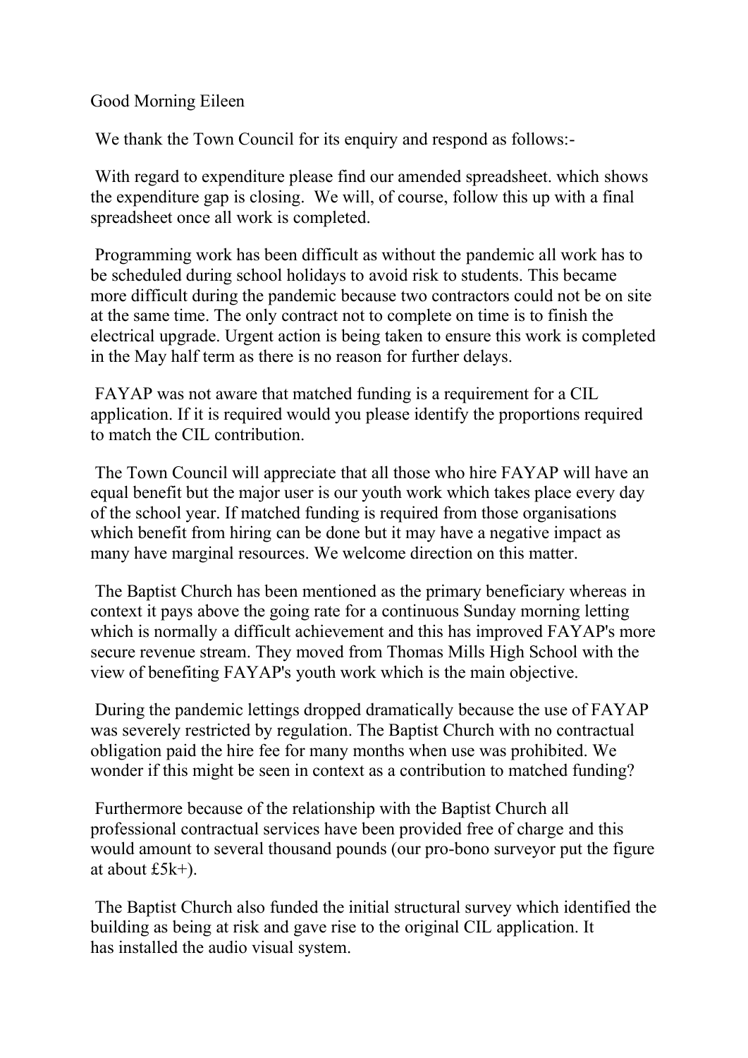Good Morning Eileen

We thank the Town Council for its enquiry and respond as follows:-

With regard to expenditure please find our amended spreadsheet. which shows the expenditure gap is closing. We will, of course, follow this up with a final spreadsheet once all work is completed.

Programming work has been difficult as without the pandemic all work has to be scheduled during school holidays to avoid risk to students. This became more difficult during the pandemic because two contractors could not be on site at the same time. The only contract not to complete on time is to finish the electrical upgrade. Urgent action is being taken to ensure this work is completed in the May half term as there is no reason for further delays.

FAYAP was not aware that matched funding is a requirement for a CIL application. If it is required would you please identify the proportions required to match the CIL contribution.

The Town Council will appreciate that all those who hire FAYAP will have an equal benefit but the major user is our youth work which takes place every day of the school year. If matched funding is required from those organisations which benefit from hiring can be done but it may have a negative impact as many have marginal resources. We welcome direction on this matter.

The Baptist Church has been mentioned as the primary beneficiary whereas in context it pays above the going rate for a continuous Sunday morning letting which is normally a difficult achievement and this has improved FAYAP's more secure revenue stream. They moved from Thomas Mills High School with the view of benefiting FAYAP's youth work which is the main objective.

During the pandemic lettings dropped dramatically because the use of FAYAP was severely restricted by regulation. The Baptist Church with no contractual obligation paid the hire fee for many months when use was prohibited. We wonder if this might be seen in context as a contribution to matched funding?

Furthermore because of the relationship with the Baptist Church all professional contractual services have been provided free of charge and this would amount to several thousand pounds (our pro-bono surveyor put the figure at about £5k+).

The Baptist Church also funded the initial structural survey which identified the building as being at risk and gave rise to the original CIL application. It has installed the audio visual system.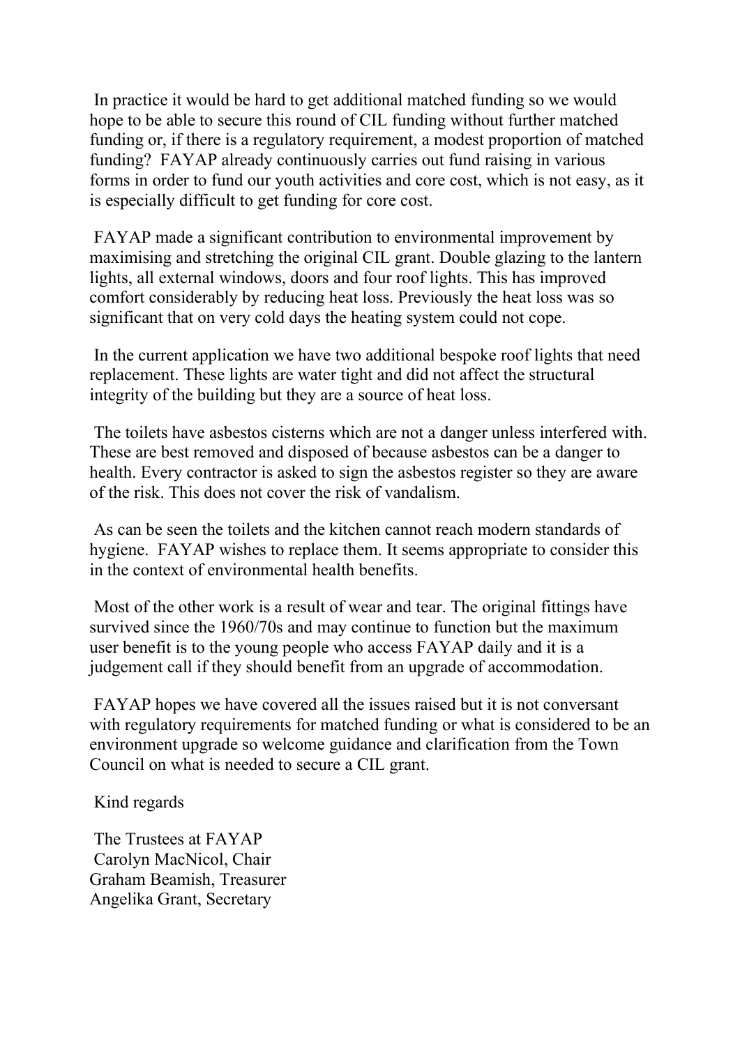In practice it would be hard to get additional matched funding so we would hope to be able to secure this round of CIL funding without further matched funding or, if there is a regulatory requirement, a modest proportion of matched funding? FAYAP already continuously carries out fund raising in various forms in order to fund our youth activities and core cost, which is not easy, as it is especially difficult to get funding for core cost.

FAYAP made a significant contribution to environmental improvement by maximising and stretching the original CIL grant. Double glazing to the lantern lights, all external windows, doors and four roof lights. This has improved comfort considerably by reducing heat loss. Previously the heat loss was so significant that on very cold days the heating system could not cope.

In the current application we have two additional bespoke roof lights that need replacement. These lights are water tight and did not affect the structural integrity of the building but they are a source of heat loss.

The toilets have asbestos cisterns which are not a danger unless interfered with. These are best removed and disposed of because asbestos can be a danger to health. Every contractor is asked to sign the asbestos register so they are aware of the risk. This does not cover the risk of vandalism.

As can be seen the toilets and the kitchen cannot reach modern standards of hygiene. FAYAP wishes to replace them. It seems appropriate to consider this in the context of environmental health benefits.

Most of the other work is a result of wear and tear. The original fittings have survived since the 1960/70s and may continue to function but the maximum user benefit is to the young people who access FAYAP daily and it is a judgement call if they should benefit from an upgrade of accommodation.

FAYAP hopes we have covered all the issues raised but it is not conversant with regulatory requirements for matched funding or what is considered to be an environment upgrade so welcome guidance and clarification from the Town Council on what is needed to secure a CIL grant.

Kind regards

The Trustees at FAYAP
Carolyn MacNicol, Chair
Graham Beamish, Treasurer
Angelika Grant, Secretary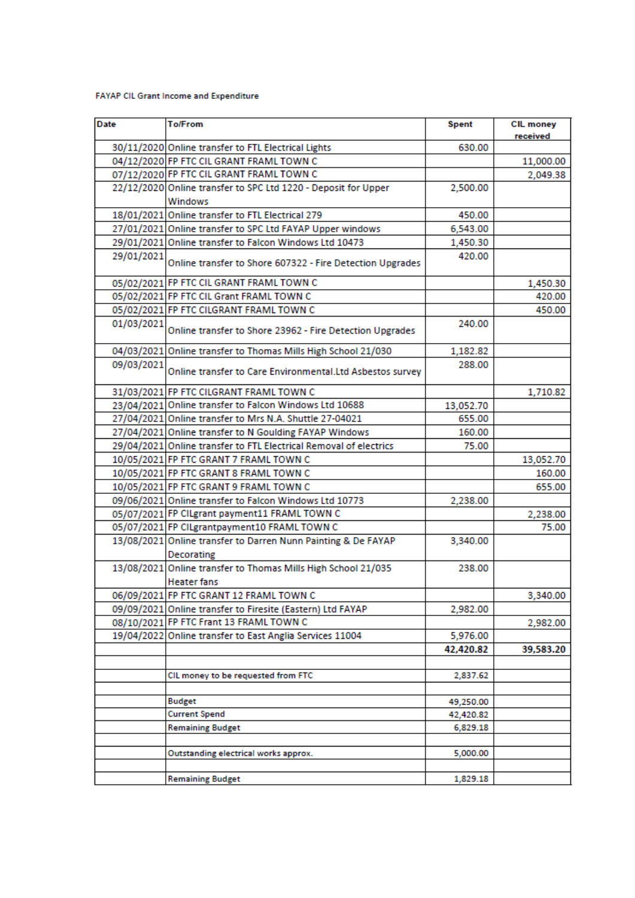FAYAP CIL Grant Income and Expenditure

| Date | To/From | Spent | CIL money received |
|---|---|---|---|
| 30/11/2020 | Online transfer to FTL Electrical Lights | 630.00 | |
| 04/12/2020 | FP FTC CIL GRANT FRAML TOWN C | | 11,000.00 |
| 07/12/2020 | FP FTC CIL GRANT FRAML TOWN C | | 2,049.38 |
| 22/12/2020 | Online transfer to SPC Ltd 1220 - Deposit for Upper Windows | 2,500.00 | |
| 18/01/2021 | Online transfer to FTL Electrical 279 | 450.00 | |
| 27/01/2021 | Online transfer to SPC Ltd FAYAP Upper windows | 6,543.00 | |
| 29/01/2021 | Online transfer to Falcon Windows Ltd 10473 | 1,450.30 | |
| 29/01/2021 | Online transfer to Shore 607322 - Fire Detection Upgrades | 420.00 | |
| 05/02/2021 | FP FTC CIL GRANT FRAML TOWN C | | 1,450.30 |
| 05/02/2021 | FP FTC CIL Grant FRAML TOWN C | | 420.00 |
| 05/02/2021 | FP FTC CILGRANT FRAML TOWN C | | 450.00 |
| 01/03/2021 | Online transfer to Shore 23962 - Fire Detection Upgrades | 240.00 | |
| 04/03/2021 | Online transfer to Thomas Mills High School 21/030 | 1,182.82 | |
| 09/03/2021 | Online transfer to Care Environmental.Ltd Asbestos survey | 288.00 | |
| 31/03/2021 | FP FTC CILGRANT FRAML TOWN C | | 1,710.82 |
| 23/04/2021 | Online transfer to Falcon Windows Ltd 10688 | 13,052.70 | |
| 27/04/2021 | Online transfer to Mrs N.A. Shuttle 27-04021 | 655.00 | |
| 27/04/2021 | Online transfer to N Goulding FAYAP Windows | 160.00 | |
| 29/04/2021 | Online transfer to FTL Electrical Removal of electrics | 75.00 | |
| 10/05/2021 | FP FTC GRANT 7 FRAML TOWN C | | 13,052.70 |
| 10/05/2021 | FP FTC GRANT 8 FRAML TOWN C | | 160.00 |
| 10/05/2021 | FP FTC GRANT 9 FRAML TOWN C | | 655.00 |
| 09/06/2021 | Online transfer to Falcon Windows Ltd 10773 | 2,238.00 | |
| 05/07/2021 | FP CILgrant payment11 FRAML TOWN C | | 2,238.00 |
| 05/07/2021 | FP CILgrantpayment10 FRAML TOWN C | | 75.00 |
| 13/08/2021 | Online transfer to Darren Nunn Painting & De FAYAP Decorating | 3,340.00 | |
| 13/08/2021 | Online transfer to Thomas Mills High School 21/035 Heater fans | 238.00 | |
| 06/09/2021 | FP FTC GRANT 12 FRAML TOWN C | | 3,340.00 |
| 09/09/2021 | Online transfer to Firesite (Eastern) Ltd FAYAP | 2,982.00 | |
| 08/10/2021 | FP FTC Frant 13 FRAML TOWN C | | 2,982.00 |
| 19/04/2022 | Online transfer to East Anglia Services 11004 | 5,976.00 | |
| | | **42,420.82** | **39,583.20** |
| | | | |
| | CIL money to be requested from FTC | 2,837.62 | |
| | | | |
| | Budget | 49,250.00 | |
| | Current Spend | 42,420.82 | |
| | Remaining Budget | 6,829.18 | |
| | | | |
| | Outstanding electrical works approx. | 5,000.00 | |
| | | | |
| | Remaining Budget | 1,829.18 | |